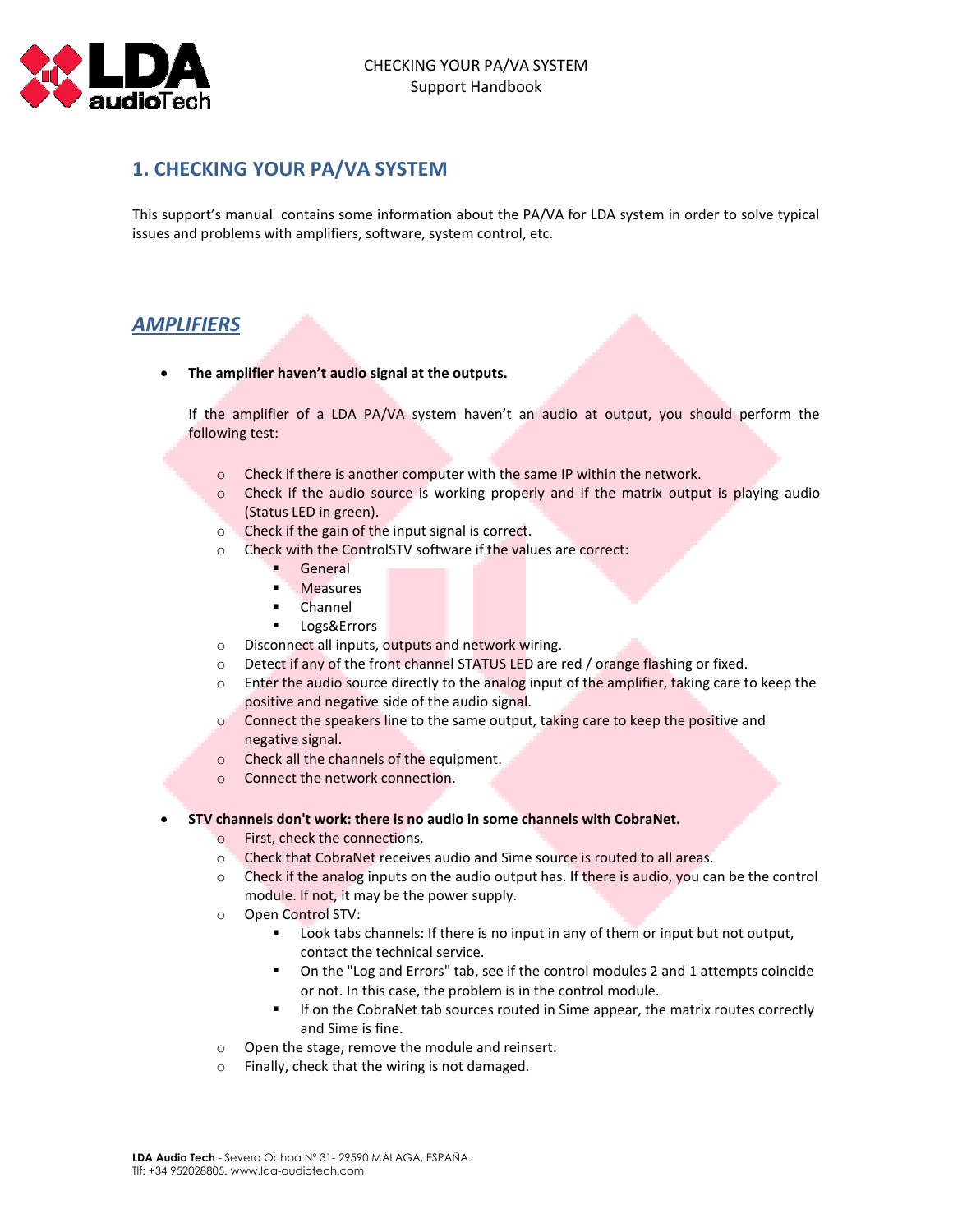# 1. CHECKING YOUR PA/VA SYSTEM

This support's manual contains some information about the PA/VA for LDA system in order to solve typical issues and problems with amplifiers, software, system control, etc.

## *AMPLIFIERS*

- **The amplifier haven't audio signal at the outputs.**

  If the amplifier of a LDA PA/VA system haven't an audio at output, you should perform the following test:

  - Check if there is another computer with the same IP within the network.
  - Check if the audio source is working properly and if the matrix output is playing audio (Status LED in green).
  - Check if the gain of the input signal is correct.
  - Check with the ControlSTV software if the values are correct:
    - General
    - Measures
    - Channel
    - Logs&Errors
  - Disconnect all inputs, outputs and network wiring.
  - Detect if any of the front channel STATUS LED are red / orange flashing or fixed.
  - Enter the audio source directly to the analog input of the amplifier, taking care to keep the positive and negative side of the audio signal.
  - Connect the speakers line to the same output, taking care to keep the positive and negative signal.
  - Check all the channels of the equipment.
  - Connect the network connection.

- **STV channels don't work: there is no audio in some channels with CobraNet.**
  - First, check the connections.
  - Check that CobraNet receives audio and Sime source is routed to all areas.
  - Check if the analog inputs on the audio output has. If there is audio, you can be the control module. If not, it may be the power supply.
  - Open Control STV:
    - Look tabs channels: If there is no input in any of them or input but not output, contact the technical service.
    - On the "Log and Errors" tab, see if the control modules 2 and 1 attempts coincide or not. In this case, the problem is in the control module.
    - If on the CobraNet tab sources routed in Sime appear, the matrix routes correctly and Sime is fine.
  - Open the stage, remove the module and reinsert.
  - Finally, check that the wiring is not damaged.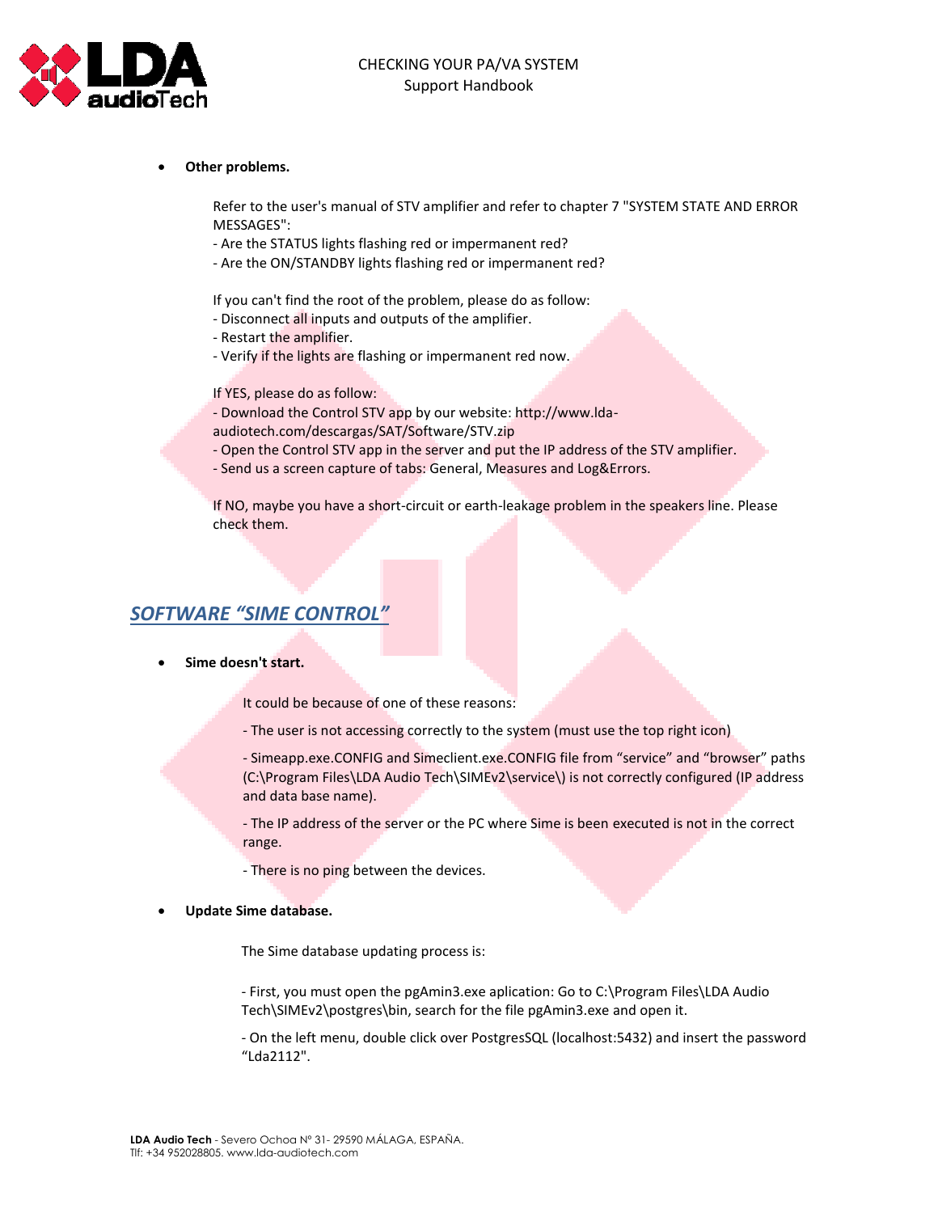- **Other problems.**

  Refer to the user's manual of STV amplifier and refer to chapter 7 "SYSTEM STATE AND ERROR MESSAGES":
  - Are the STATUS lights flashing red or impermanent red?
  - Are the ON/STANDBY lights flashing red or impermanent red?

  If you can't find the root of the problem, please do as follow:
  - Disconnect all inputs and outputs of the amplifier.
  - Restart the amplifier.
  - Verify if the lights are flashing or impermanent red now.

  If YES, please do as follow:
  - Download the Control STV app by our website: http://www.lda-audiotech.com/descargas/SAT/Software/STV.zip
  - Open the Control STV app in the server and put the IP address of the STV amplifier.
  - Send us a screen capture of tabs: General, Measures and Log&Errors.

  If NO, maybe you have a short-circuit or earth-leakage problem in the speakers line. Please check them.

## *SOFTWARE "SIME CONTROL"*

- **Sime doesn't start.**

  It could be because of one of these reasons:

  - The user is not accessing correctly to the system (must use the top right icon)

  - Simeapp.exe.CONFIG and Simeclient.exe.CONFIG file from "service" and "browser" paths (C:\Program Files\LDA Audio Tech\SIMEv2\service\) is not correctly configured (IP address and data base name).

  - The IP address of the server or the PC where Sime is been executed is not in the correct range.

  - There is no ping between the devices.

- **Update Sime database.**

  The Sime database updating process is:

  - First, you must open the pgAmin3.exe aplication: Go to C:\Program Files\LDA Audio Tech\SIMEv2\postgres\bin, search for the file pgAmin3.exe and open it.

  - On the left menu, double click over PostgresSQL (localhost:5432) and insert the password "Lda2112".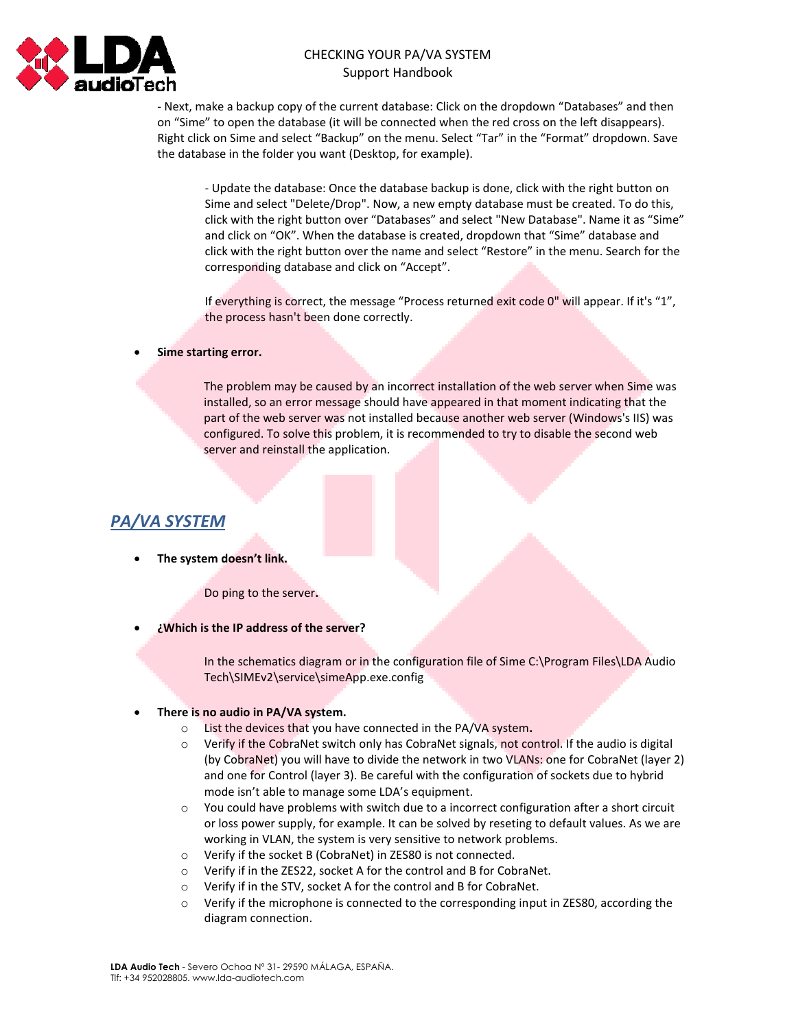- Next, make a backup copy of the current database: Click on the dropdown “Databases” and then on “Sime” to open the database (it will be connected when the red cross on the left disappears). Right click on Sime and select “Backup” on the menu. Select “Tar” in the “Format” dropdown. Save the database in the folder you want (Desktop, for example).

- Update the database: Once the database backup is done, click with the right button on Sime and select "Delete/Drop". Now, a new empty database must be created. To do this, click with the right button over “Databases” and select "New Database". Name it as “Sime” and click on “OK”. When the database is created, dropdown that “Sime” database and click with the right button over the name and select “Restore” in the menu. Search for the corresponding database and click on “Accept”.

If everything is correct, the message “Process returned exit code 0" will appear. If it's “1”, the process hasn't been done correctly.

- **Sime starting error.**

  The problem may be caused by an incorrect installation of the web server when Sime was installed, so an error message should have appeared in that moment indicating that the part of the web server was not installed because another web server (Windows's IIS) was configured. To solve this problem, it is recommended to try to disable the second web server and reinstall the application.

## ***PA/VA SYSTEM***

- **The system doesn’t link.**

  Do ping to the server**.**

- **¿Which is the IP address of the server?**

  In the schematics diagram or in the configuration file of Sime C:\Program Files\LDA Audio Tech\SIMEv2\service\simeApp.exe.config

- **There is no audio in PA/VA system.**
  - List the devices that you have connected in the PA/VA system**.**
  - Verify if the CobraNet switch only has CobraNet signals, not control. If the audio is digital (by CobraNet) you will have to divide the network in two VLANs: one for CobraNet (layer 2) and one for Control (layer 3). Be careful with the configuration of sockets due to hybrid mode isn’t able to manage some LDA’s equipment.
  - You could have problems with switch due to a incorrect configuration after a short circuit or loss power supply, for example. It can be solved by reseting to default values. As we are working in VLAN, the system is very sensitive to network problems.
  - Verify if the socket B (CobraNet) in ZES80 is not connected.
  - Verify if in the ZES22, socket A for the control and B for CobraNet.
  - Verify if in the STV, socket A for the control and B for CobraNet.
  - Verify if the microphone is connected to the corresponding input in ZES80, according the diagram connection.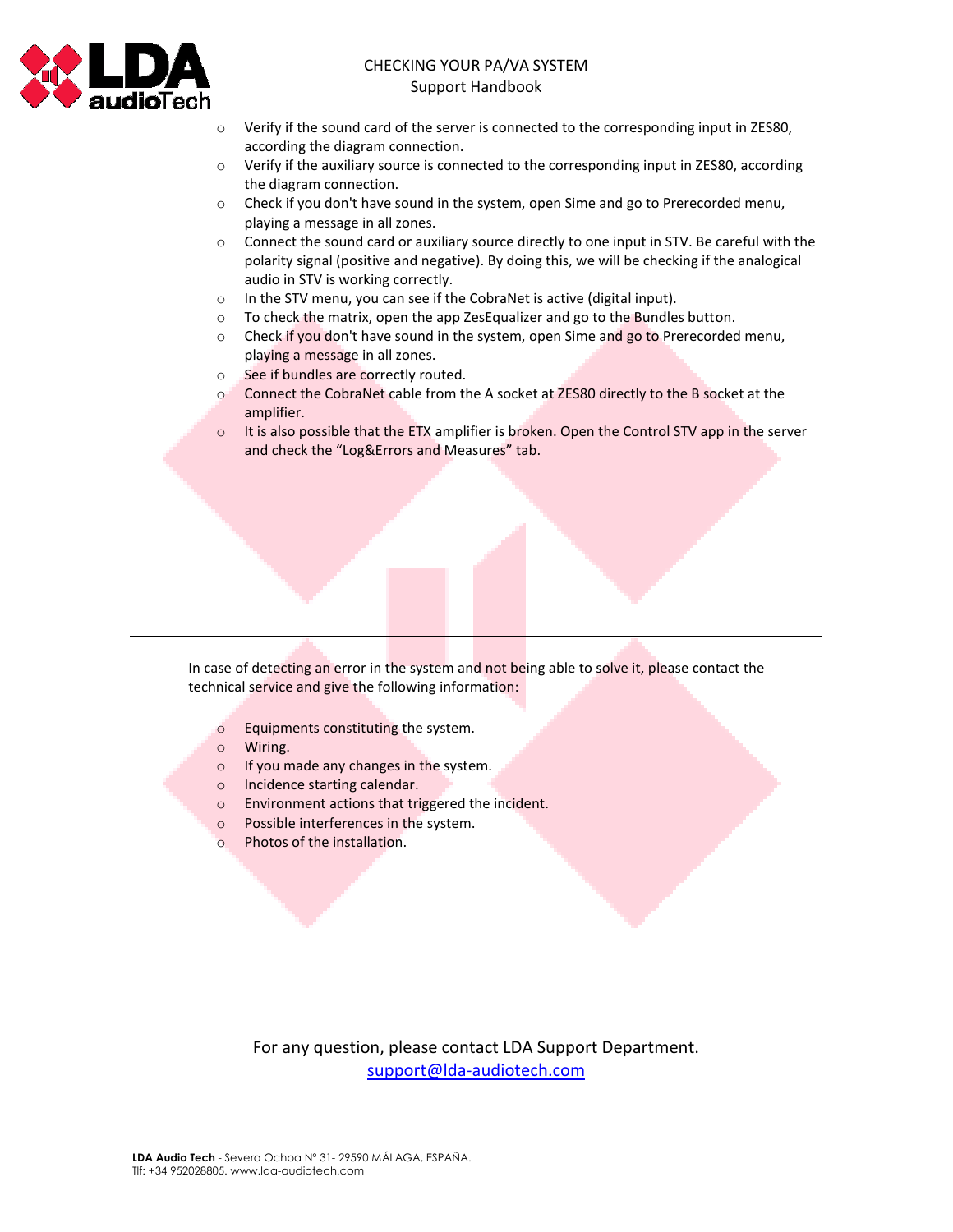- Verify if the sound card of the server is connected to the corresponding input in ZES80, according the diagram connection.
- Verify if the auxiliary source is connected to the corresponding input in ZES80, according the diagram connection.
- Check if you don't have sound in the system, open Sime and go to Prerecorded menu, playing a message in all zones.
- Connect the sound card or auxiliary source directly to one input in STV. Be careful with the polarity signal (positive and negative). By doing this, we will be checking if the analogical audio in STV is working correctly.
- In the STV menu, you can see if the CobraNet is active (digital input).
- To check the matrix, open the app ZesEqualizer and go to the Bundles button.
- Check if you don't have sound in the system, open Sime and go to Prerecorded menu, playing a message in all zones.
- See if bundles are correctly routed.
- Connect the CobraNet cable from the A socket at ZES80 directly to the B socket at the amplifier.
- It is also possible that the ETX amplifier is broken. Open the Control STV app in the server and check the "Log&Errors and Measures" tab.

---

In case of detecting an error in the system and not being able to solve it, please contact the technical service and give the following information:

- Equipments constituting the system.
- Wiring.
- If you made any changes in the system.
- Incidence starting calendar.
- Environment actions that triggered the incident.
- Possible interferences in the system.
- Photos of the installation.

---

For any question, please contact LDA Support Department.
support@lda-audiotech.com